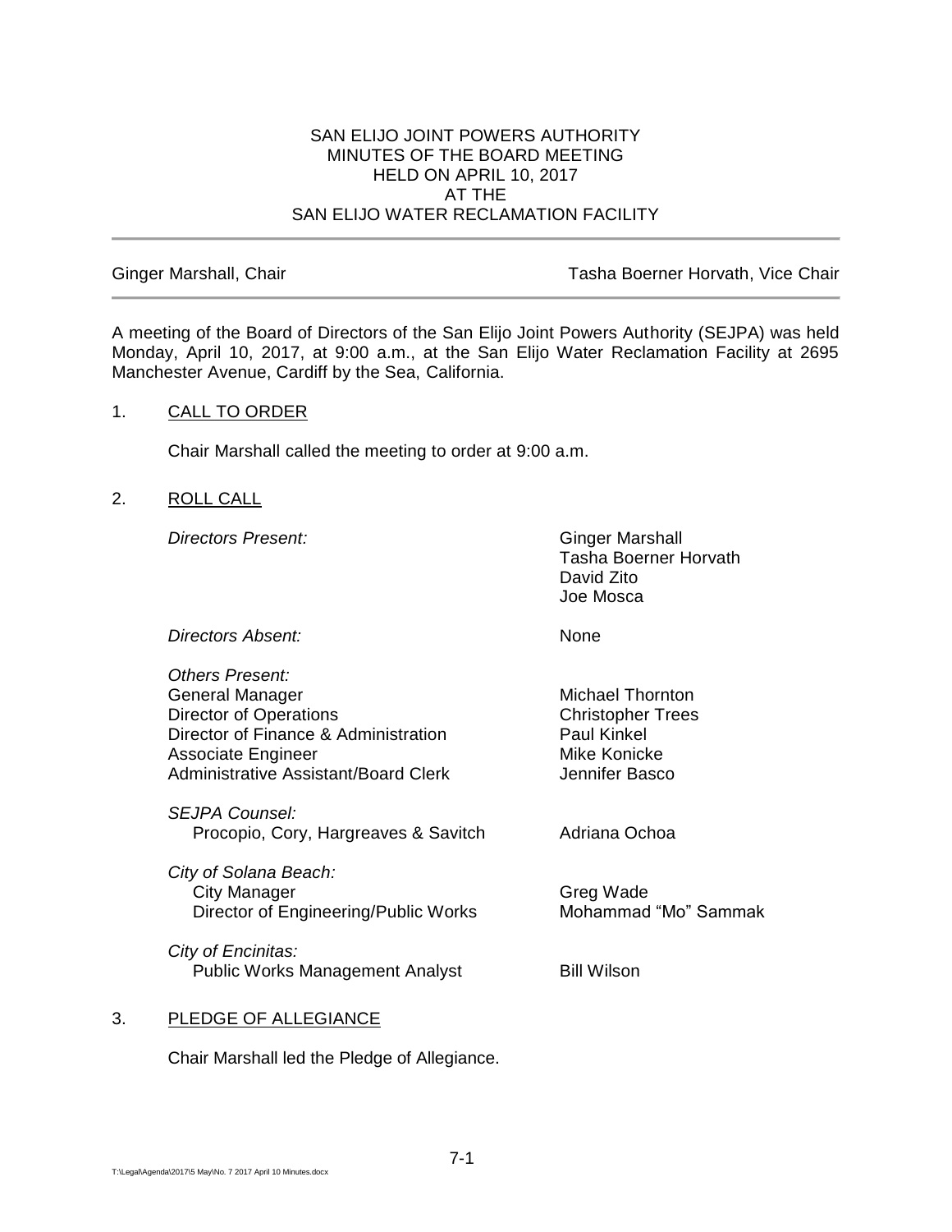SAN ELIJO JOINT POWERS AUTHORITY
MINUTES OF THE BOARD MEETING
HELD ON APRIL 10, 2017
AT THE
SAN ELIJO WATER RECLAMATION FACILITY

---

Ginger Marshall, Chair — Tasha Boerner Horvath, Vice Chair

---

A meeting of the Board of Directors of the San Elijo Joint Powers Authority (SEJPA) was held Monday, April 10, 2017, at 9:00 a.m., at the San Elijo Water Reclamation Facility at 2695 Manchester Avenue, Cardiff by the Sea, California.

1. CALL TO ORDER

   Chair Marshall called the meeting to order at 9:00 a.m.

2. ROLL CALL

| | |
|---|---|
| *Directors Present:* | Ginger Marshall<br>Tasha Boerner Horvath<br>David Zito<br>Joe Mosca |
| *Directors Absent:* | None |
| *Others Present:* | |
| General Manager | Michael Thornton |
| Director of Operations | Christopher Trees |
| Director of Finance & Administration | Paul Kinkel |
| Associate Engineer | Mike Konicke |
| Administrative Assistant/Board Clerk | Jennifer Basco |
| *SEJPA Counsel:* | |
| Procopio, Cory, Hargreaves & Savitch | Adriana Ochoa |
| *City of Solana Beach:* | |
| City Manager | Greg Wade |
| Director of Engineering/Public Works | Mohammad "Mo" Sammak |
| *City of Encinitas:* | |
| Public Works Management Analyst | Bill Wilson |

3. PLEDGE OF ALLEGIANCE

   Chair Marshall led the Pledge of Allegiance.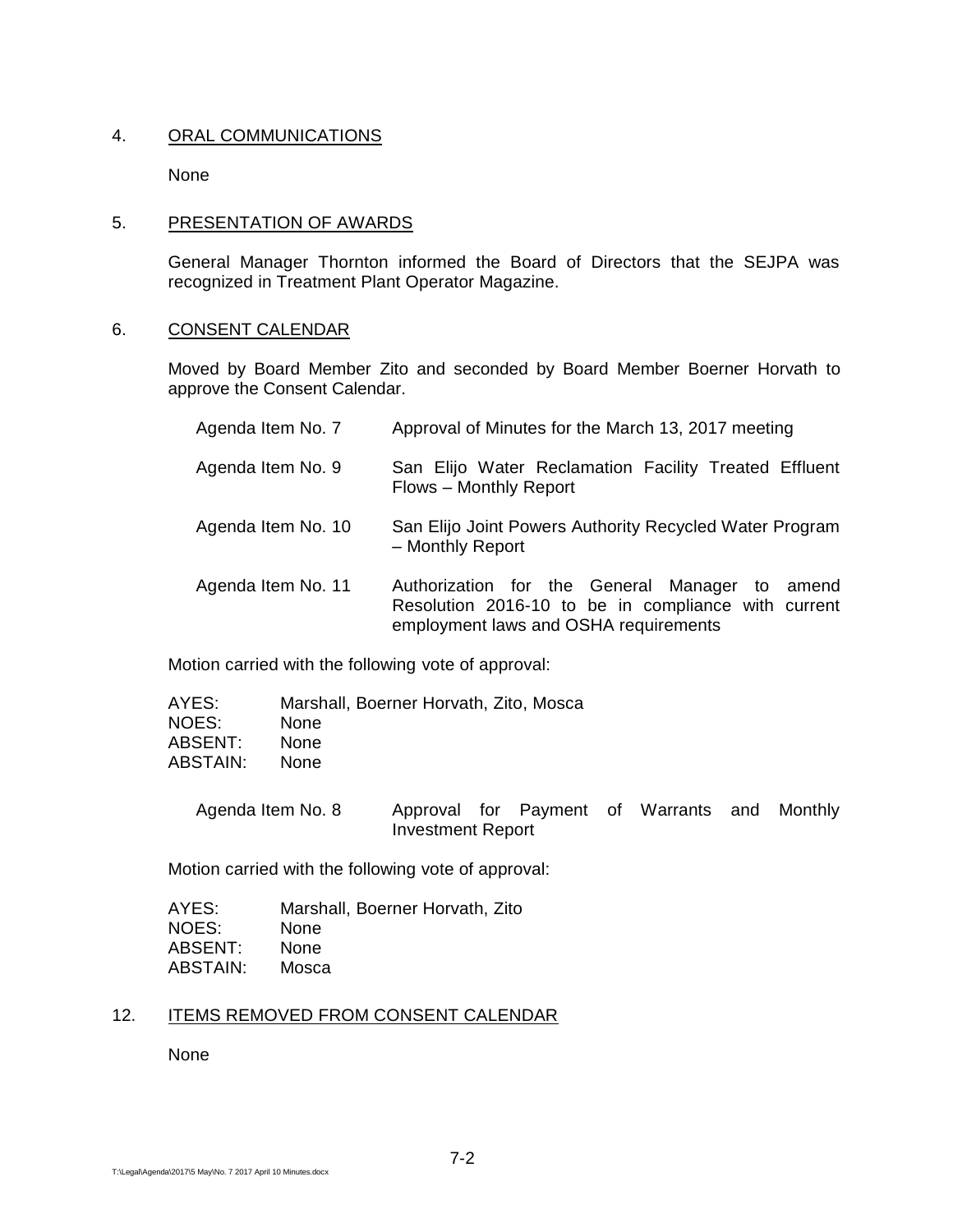## 4. ORAL COMMUNICATIONS

None

## 5. PRESENTATION OF AWARDS

General Manager Thornton informed the Board of Directors that the SEJPA was recognized in Treatment Plant Operator Magazine.

## 6. CONSENT CALENDAR

Moved by Board Member Zito and seconded by Board Member Boerner Horvath to approve the Consent Calendar.

| | |
|---|---|
| Agenda Item No. 7 | Approval of Minutes for the March 13, 2017 meeting |
| Agenda Item No. 9 | San Elijo Water Reclamation Facility Treated Effluent Flows – Monthly Report |
| Agenda Item No. 10 | San Elijo Joint Powers Authority Recycled Water Program – Monthly Report |
| Agenda Item No. 11 | Authorization for the General Manager to amend Resolution 2016-10 to be in compliance with current employment laws and OSHA requirements |

Motion carried with the following vote of approval:

AYES: Marshall, Boerner Horvath, Zito, Mosca
NOES: None
ABSENT: None
ABSTAIN: None

| | |
|---|---|
| Agenda Item No. 8 | Approval for Payment of Warrants and Monthly Investment Report |

Motion carried with the following vote of approval:

AYES: Marshall, Boerner Horvath, Zito
NOES: None
ABSENT: None
ABSTAIN: Mosca

## 12. ITEMS REMOVED FROM CONSENT CALENDAR

None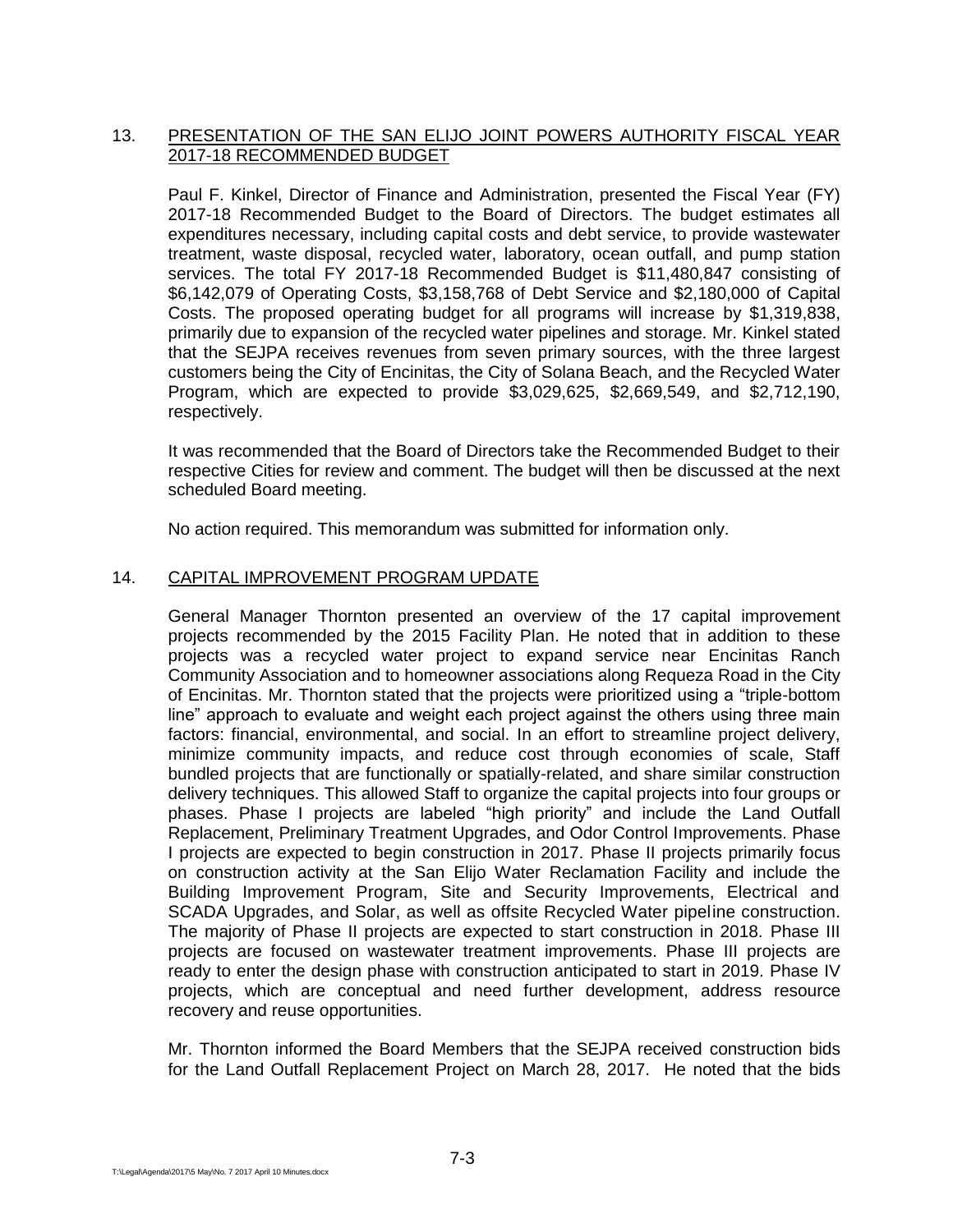## 13. PRESENTATION OF THE SAN ELIJO JOINT POWERS AUTHORITY FISCAL YEAR 2017-18 RECOMMENDED BUDGET

Paul F. Kinkel, Director of Finance and Administration, presented the Fiscal Year (FY) 2017-18 Recommended Budget to the Board of Directors. The budget estimates all expenditures necessary, including capital costs and debt service, to provide wastewater treatment, waste disposal, recycled water, laboratory, ocean outfall, and pump station services. The total FY 2017-18 Recommended Budget is $11,480,847 consisting of $6,142,079 of Operating Costs, $3,158,768 of Debt Service and $2,180,000 of Capital Costs. The proposed operating budget for all programs will increase by $1,319,838, primarily due to expansion of the recycled water pipelines and storage. Mr. Kinkel stated that the SEJPA receives revenues from seven primary sources, with the three largest customers being the City of Encinitas, the City of Solana Beach, and the Recycled Water Program, which are expected to provide $3,029,625, $2,669,549, and $2,712,190, respectively.

It was recommended that the Board of Directors take the Recommended Budget to their respective Cities for review and comment. The budget will then be discussed at the next scheduled Board meeting.

No action required. This memorandum was submitted for information only.

## 14. CAPITAL IMPROVEMENT PROGRAM UPDATE

General Manager Thornton presented an overview of the 17 capital improvement projects recommended by the 2015 Facility Plan. He noted that in addition to these projects was a recycled water project to expand service near Encinitas Ranch Community Association and to homeowner associations along Requeza Road in the City of Encinitas. Mr. Thornton stated that the projects were prioritized using a "triple-bottom line" approach to evaluate and weight each project against the others using three main factors: financial, environmental, and social. In an effort to streamline project delivery, minimize community impacts, and reduce cost through economies of scale, Staff bundled projects that are functionally or spatially-related, and share similar construction delivery techniques. This allowed Staff to organize the capital projects into four groups or phases. Phase I projects are labeled "high priority" and include the Land Outfall Replacement, Preliminary Treatment Upgrades, and Odor Control Improvements. Phase I projects are expected to begin construction in 2017. Phase II projects primarily focus on construction activity at the San Elijo Water Reclamation Facility and include the Building Improvement Program, Site and Security Improvements, Electrical and SCADA Upgrades, and Solar, as well as offsite Recycled Water pipeline construction. The majority of Phase II projects are expected to start construction in 2018. Phase III projects are focused on wastewater treatment improvements. Phase III projects are ready to enter the design phase with construction anticipated to start in 2019. Phase IV projects, which are conceptual and need further development, address resource recovery and reuse opportunities.

Mr. Thornton informed the Board Members that the SEJPA received construction bids for the Land Outfall Replacement Project on March 28, 2017. He noted that the bids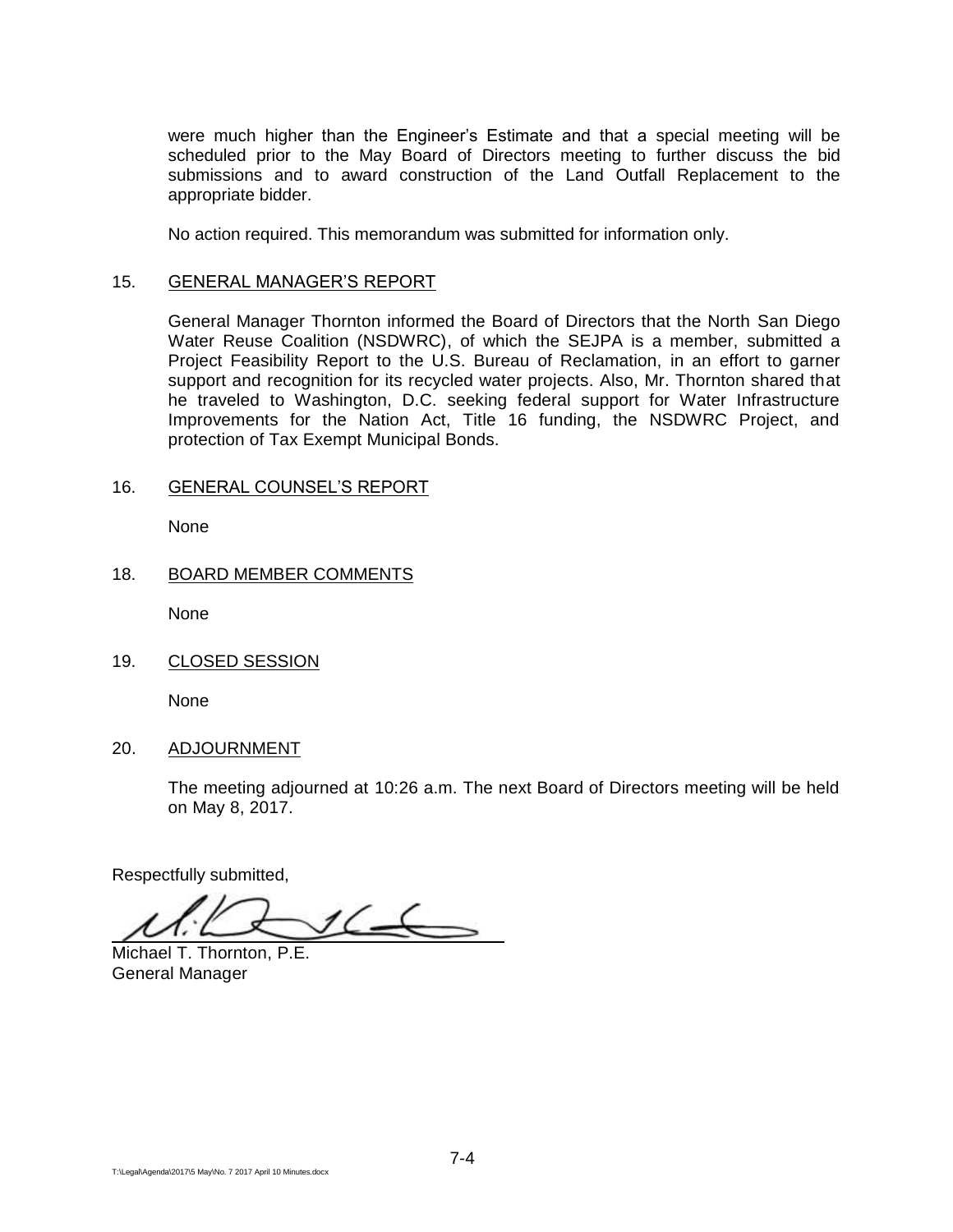were much higher than the Engineer's Estimate and that a special meeting will be scheduled prior to the May Board of Directors meeting to further discuss the bid submissions and to award construction of the Land Outfall Replacement to the appropriate bidder.

No action required. This memorandum was submitted for information only.

15. <u>GENERAL MANAGER'S REPORT</u>

General Manager Thornton informed the Board of Directors that the North San Diego Water Reuse Coalition (NSDWRC), of which the SEJPA is a member, submitted a Project Feasibility Report to the U.S. Bureau of Reclamation, in an effort to garner support and recognition for its recycled water projects. Also, Mr. Thornton shared that he traveled to Washington, D.C. seeking federal support for Water Infrastructure Improvements for the Nation Act, Title 16 funding, the NSDWRC Project, and protection of Tax Exempt Municipal Bonds.

16. <u>GENERAL COUNSEL'S REPORT</u>

None

18. <u>BOARD MEMBER COMMENTS</u>

None

19. <u>CLOSED SESSION</u>

None

20. <u>ADJOURNMENT</u>

The meeting adjourned at 10:26 a.m. The next Board of Directors meeting will be held on May 8, 2017.

Respectfully submitted,

Michael T. Thornton, P.E.
General Manager

T:\Legal\Agenda\2017\5 May\No. 7 2017 April 10 Minutes.docx